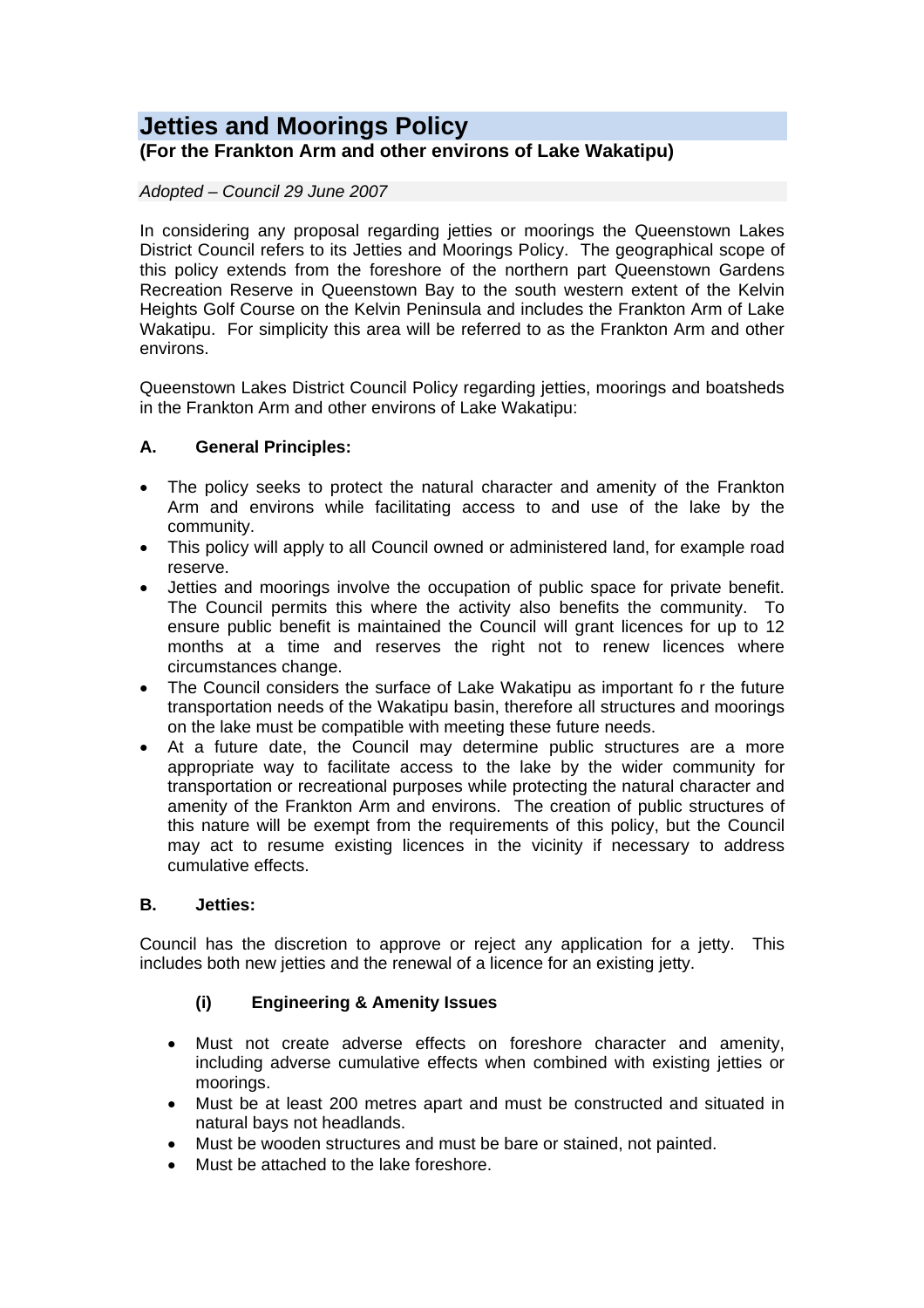# Jetties and Moorings Policy

**(For the Frankton Arm and other environs of Lake Wakatipu)**

*Adopted – Council 29 June 2007*

In considering any proposal regarding jetties or moorings the Queenstown Lakes District Council refers to its Jetties and Moorings Policy. The geographical scope of this policy extends from the foreshore of the northern part Queenstown Gardens Recreation Reserve in Queenstown Bay to the south western extent of the Kelvin Heights Golf Course on the Kelvin Peninsula and includes the Frankton Arm of Lake Wakatipu. For simplicity this area will be referred to as the Frankton Arm and other environs.

Queenstown Lakes District Council Policy regarding jetties, moorings and boatsheds in the Frankton Arm and other environs of Lake Wakatipu:

### A. General Principles:

- The policy seeks to protect the natural character and amenity of the Frankton Arm and environs while facilitating access to and use of the lake by the community.
- This policy will apply to all Council owned or administered land, for example road reserve.
- Jetties and moorings involve the occupation of public space for private benefit. The Council permits this where the activity also benefits the community. To ensure public benefit is maintained the Council will grant licences for up to 12 months at a time and reserves the right not to renew licences where circumstances change.
- The Council considers the surface of Lake Wakatipu as important fo r the future transportation needs of the Wakatipu basin, therefore all structures and moorings on the lake must be compatible with meeting these future needs.
- At a future date, the Council may determine public structures are a more appropriate way to facilitate access to the lake by the wider community for transportation or recreational purposes while protecting the natural character and amenity of the Frankton Arm and environs. The creation of public structures of this nature will be exempt from the requirements of this policy, but the Council may act to resume existing licences in the vicinity if necessary to address cumulative effects.

### B. Jetties:

Council has the discretion to approve or reject any application for a jetty. This includes both new jetties and the renewal of a licence for an existing jetty.

#### (i) Engineering & Amenity Issues

- Must not create adverse effects on foreshore character and amenity, including adverse cumulative effects when combined with existing jetties or moorings.
- Must be at least 200 metres apart and must be constructed and situated in natural bays not headlands.
- Must be wooden structures and must be bare or stained, not painted.
- Must be attached to the lake foreshore.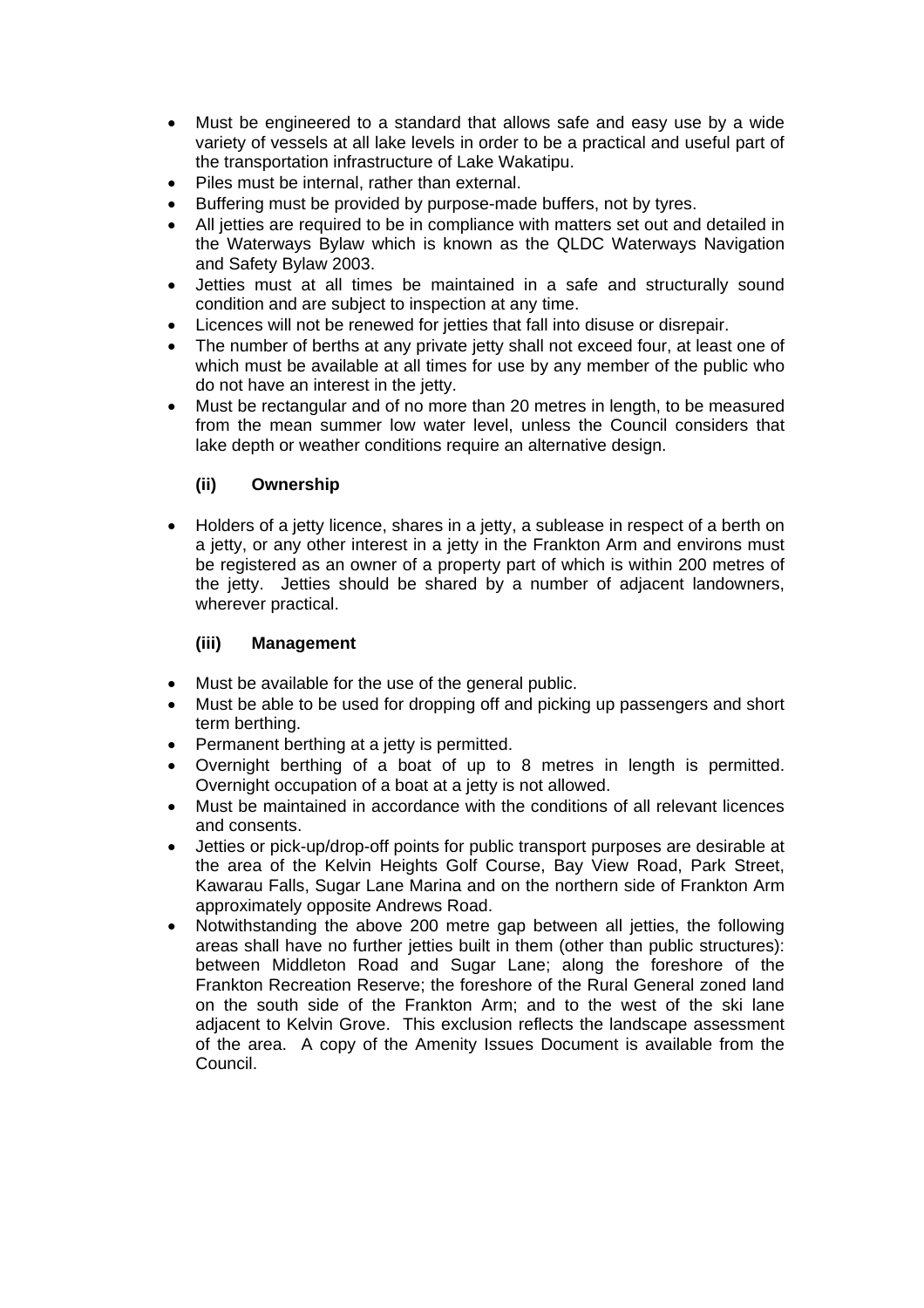- Must be engineered to a standard that allows safe and easy use by a wide variety of vessels at all lake levels in order to be a practical and useful part of the transportation infrastructure of Lake Wakatipu.
- Piles must be internal, rather than external.
- Buffering must be provided by purpose-made buffers, not by tyres.
- All jetties are required to be in compliance with matters set out and detailed in the Waterways Bylaw which is known as the QLDC Waterways Navigation and Safety Bylaw 2003.
- Jetties must at all times be maintained in a safe and structurally sound condition and are subject to inspection at any time.
- Licences will not be renewed for jetties that fall into disuse or disrepair.
- The number of berths at any private jetty shall not exceed four, at least one of which must be available at all times for use by any member of the public who do not have an interest in the jetty.
- Must be rectangular and of no more than 20 metres in length, to be measured from the mean summer low water level, unless the Council considers that lake depth or weather conditions require an alternative design.

**(ii) Ownership**

- Holders of a jetty licence, shares in a jetty, a sublease in respect of a berth on a jetty, or any other interest in a jetty in the Frankton Arm and environs must be registered as an owner of a property part of which is within 200 metres of the jetty. Jetties should be shared by a number of adjacent landowners, wherever practical.

**(iii) Management**

- Must be available for the use of the general public.
- Must be able to be used for dropping off and picking up passengers and short term berthing.
- Permanent berthing at a jetty is permitted.
- Overnight berthing of a boat of up to 8 metres in length is permitted. Overnight occupation of a boat at a jetty is not allowed.
- Must be maintained in accordance with the conditions of all relevant licences and consents.
- Jetties or pick-up/drop-off points for public transport purposes are desirable at the area of the Kelvin Heights Golf Course, Bay View Road, Park Street, Kawarau Falls, Sugar Lane Marina and on the northern side of Frankton Arm approximately opposite Andrews Road.
- Notwithstanding the above 200 metre gap between all jetties, the following areas shall have no further jetties built in them (other than public structures): between Middleton Road and Sugar Lane; along the foreshore of the Frankton Recreation Reserve; the foreshore of the Rural General zoned land on the south side of the Frankton Arm; and to the west of the ski lane adjacent to Kelvin Grove. This exclusion reflects the landscape assessment of the area. A copy of the Amenity Issues Document is available from the Council.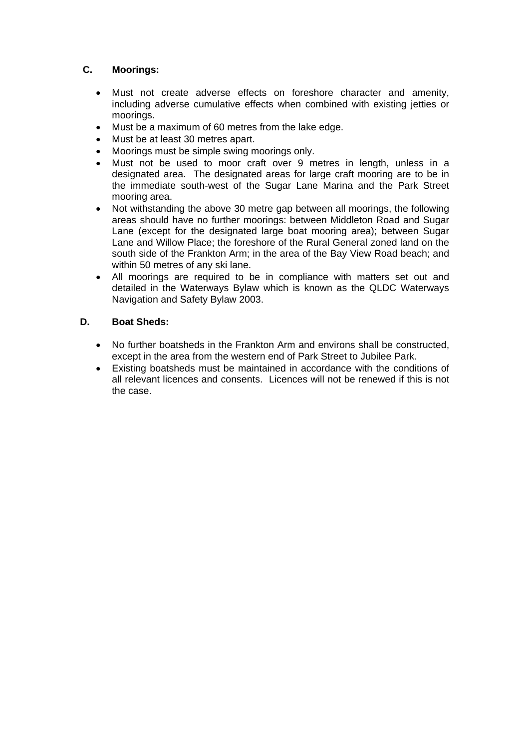**C. Moorings:**

- Must not create adverse effects on foreshore character and amenity, including adverse cumulative effects when combined with existing jetties or moorings.
- Must be a maximum of 60 metres from the lake edge.
- Must be at least 30 metres apart.
- Moorings must be simple swing moorings only.
- Must not be used to moor craft over 9 metres in length, unless in a designated area. The designated areas for large craft mooring are to be in the immediate south-west of the Sugar Lane Marina and the Park Street mooring area.
- Not withstanding the above 30 metre gap between all moorings, the following areas should have no further moorings: between Middleton Road and Sugar Lane (except for the designated large boat mooring area); between Sugar Lane and Willow Place; the foreshore of the Rural General zoned land on the south side of the Frankton Arm; in the area of the Bay View Road beach; and within 50 metres of any ski lane.
- All moorings are required to be in compliance with matters set out and detailed in the Waterways Bylaw which is known as the QLDC Waterways Navigation and Safety Bylaw 2003.

**D. Boat Sheds:**

- No further boatsheds in the Frankton Arm and environs shall be constructed, except in the area from the western end of Park Street to Jubilee Park.
- Existing boatsheds must be maintained in accordance with the conditions of all relevant licences and consents. Licences will not be renewed if this is not the case.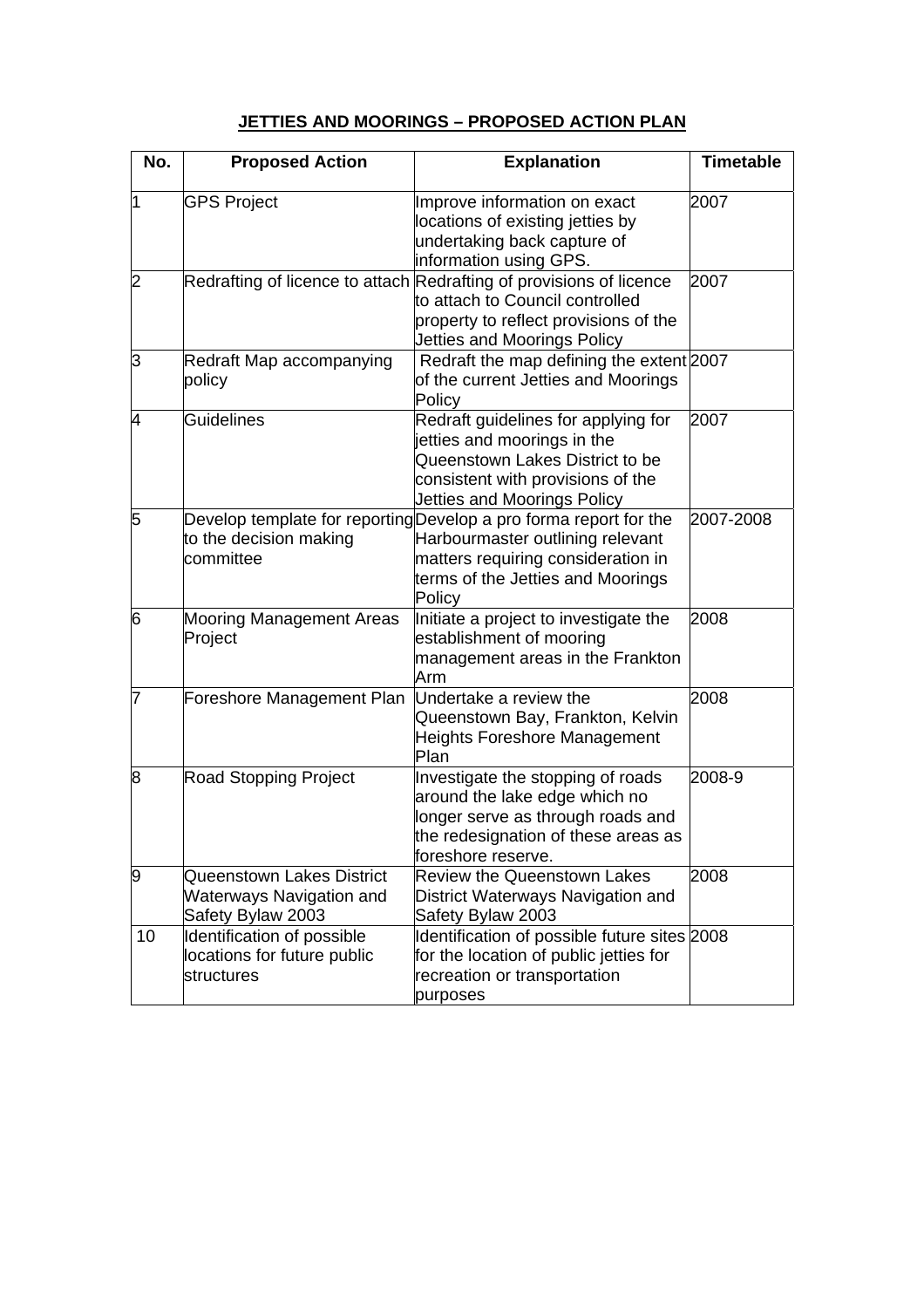## JETTIES AND MOORINGS – PROPOSED ACTION PLAN

| No. | Proposed Action | Explanation | Timetable |
|---|---|---|---|
| 1 | GPS Project | Improve information on exact locations of existing jetties by undertaking back capture of information using GPS. | 2007 |
| 2 | Redrafting of licence to attach | Redrafting of provisions of licence to attach to Council controlled property to reflect provisions of the Jetties and Moorings Policy | 2007 |
| 3 | Redraft Map accompanying policy | Redraft the map defining the extent of the current Jetties and Moorings Policy | 2007 |
| 4 | Guidelines | Redraft guidelines for applying for jetties and moorings in the Queenstown Lakes District to be consistent with provisions of the Jetties and Moorings Policy | 2007 |
| 5 | Develop template for reporting to the decision making committee | Develop a pro forma report for the Harbourmaster outlining relevant matters requiring consideration in terms of the Jetties and Moorings Policy | 2007-2008 |
| 6 | Mooring Management Areas Project | Initiate a project to investigate the establishment of mooring management areas in the Frankton Arm | 2008 |
| 7 | Foreshore Management Plan | Undertake a review the Queenstown Bay, Frankton, Kelvin Heights Foreshore Management Plan | 2008 |
| 8 | Road Stopping Project | Investigate the stopping of roads around the lake edge which no longer serve as through roads and the redesignation of these areas as foreshore reserve. | 2008-9 |
| 9 | Queenstown Lakes District Waterways Navigation and Safety Bylaw 2003 | Review the Queenstown Lakes District Waterways Navigation and Safety Bylaw 2003 | 2008 |
| 10 | Identification of possible locations for future public structures | Identification of possible future sites for the location of public jetties for recreation or transportation purposes | 2008 |